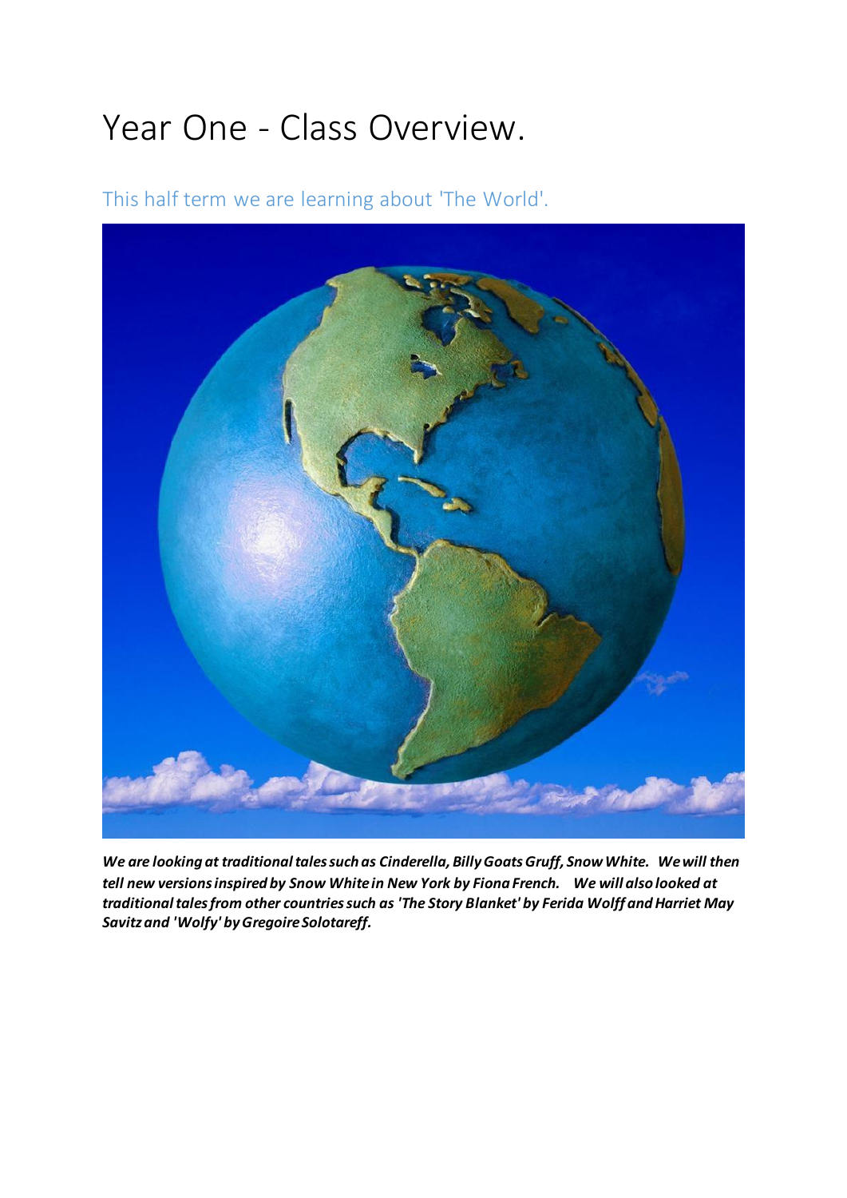# Year One - Class Overview.

## This half term we are learning about 'The World'.

***We are looking at traditional tales such as Cinderella, Billy Goats Gruff, Snow White. We will then tell new versions inspired by Snow White in New York by Fiona French. We will also looked at traditional tales from other countries such as 'The Story Blanket' by Ferida Wolff and Harriet May Savitz and 'Wolfy' by Gregoire Solotareff.***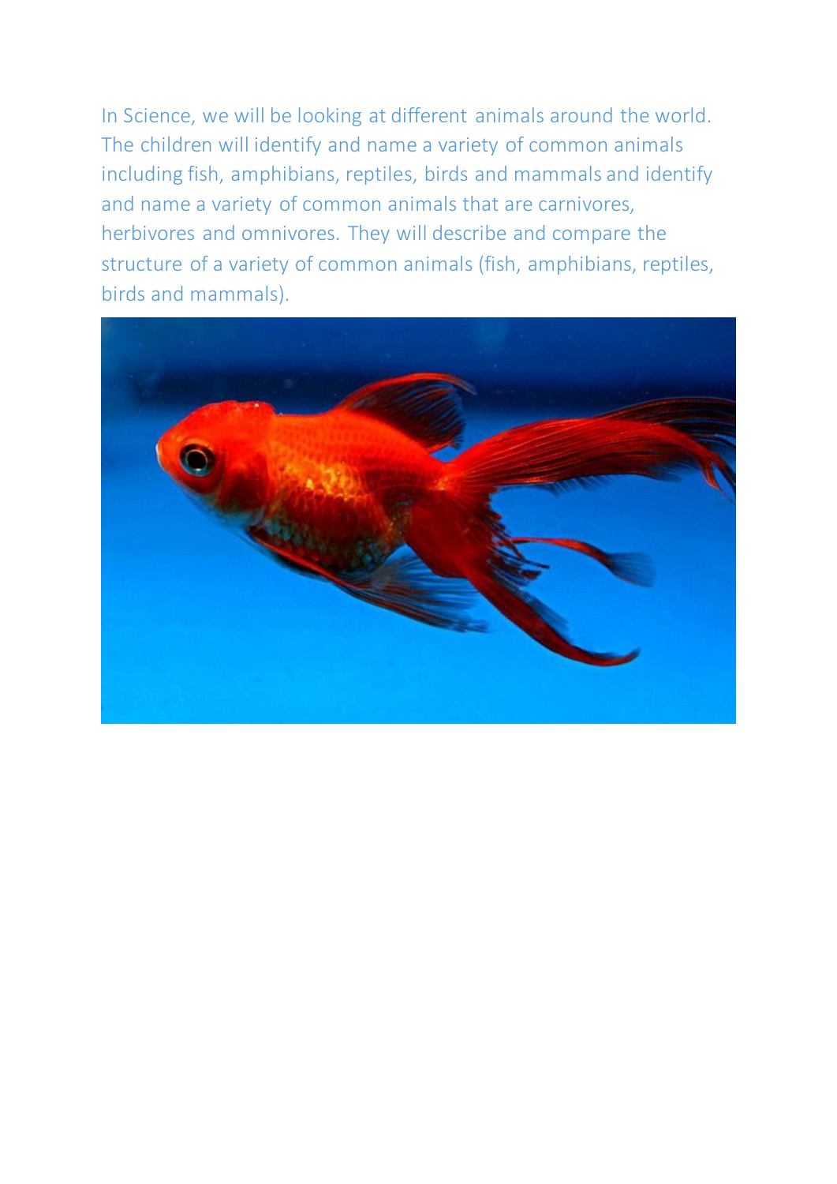In Science, we will be looking at different animals around the world. The children will identify and name a variety of common animals including fish, amphibians, reptiles, birds and mammals and identify and name a variety of common animals that are carnivores, herbivores and omnivores. They will describe and compare the structure of a variety of common animals (fish, amphibians, reptiles, birds and mammals).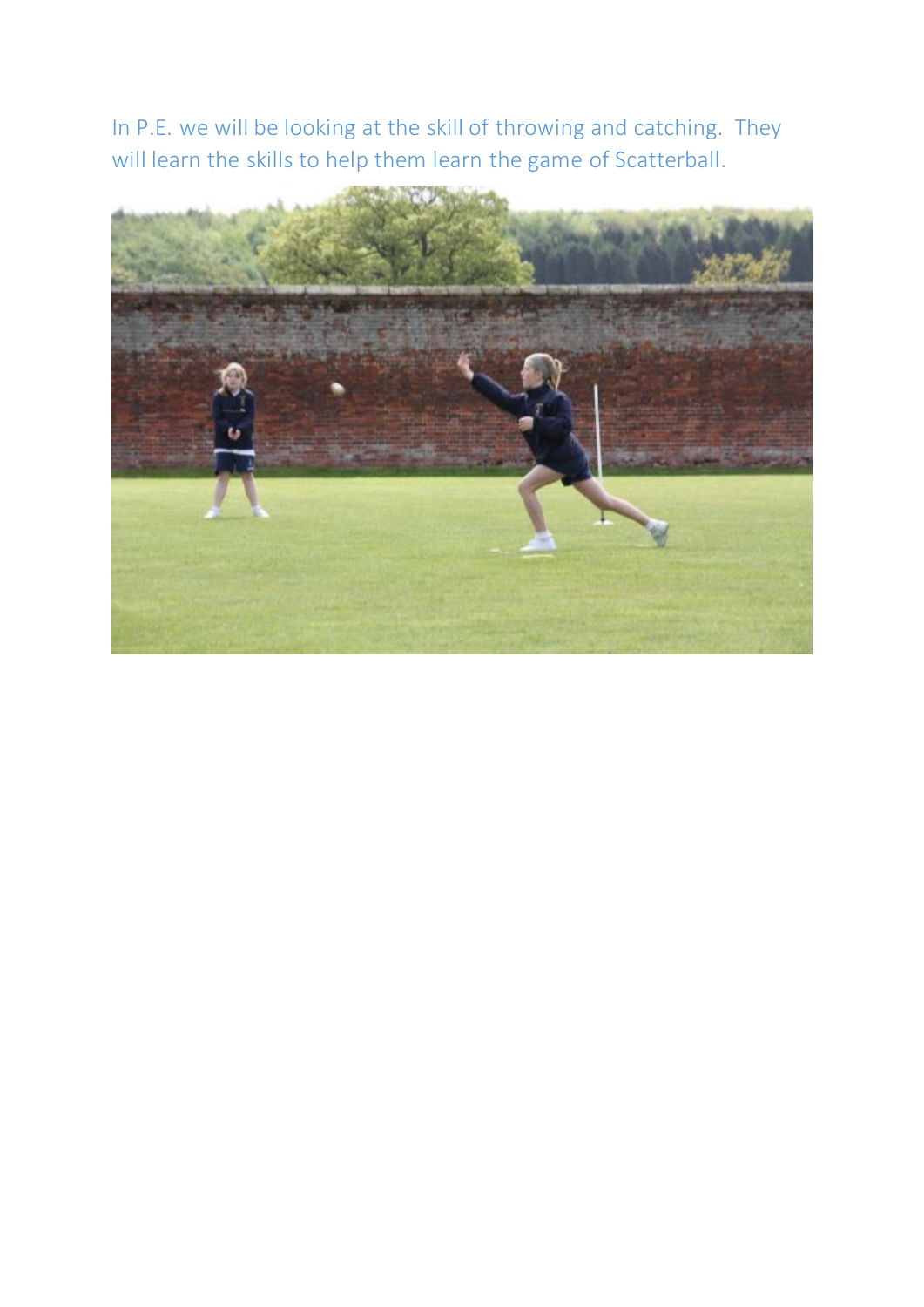In P.E. we will be looking at the skill of throwing and catching. They will learn the skills to help them learn the game of Scatterball.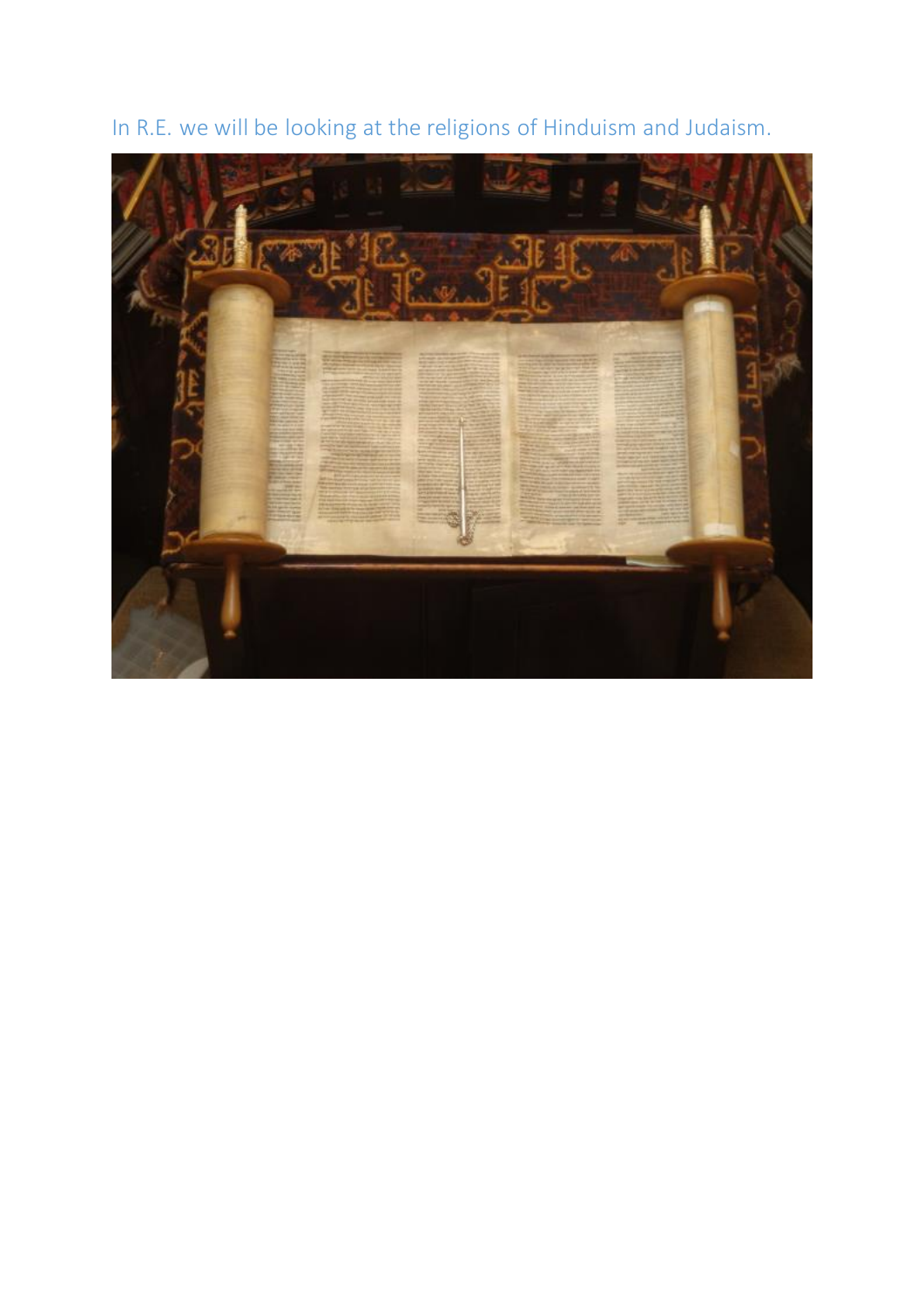In R.E. we will be looking at the religions of Hinduism and Judaism.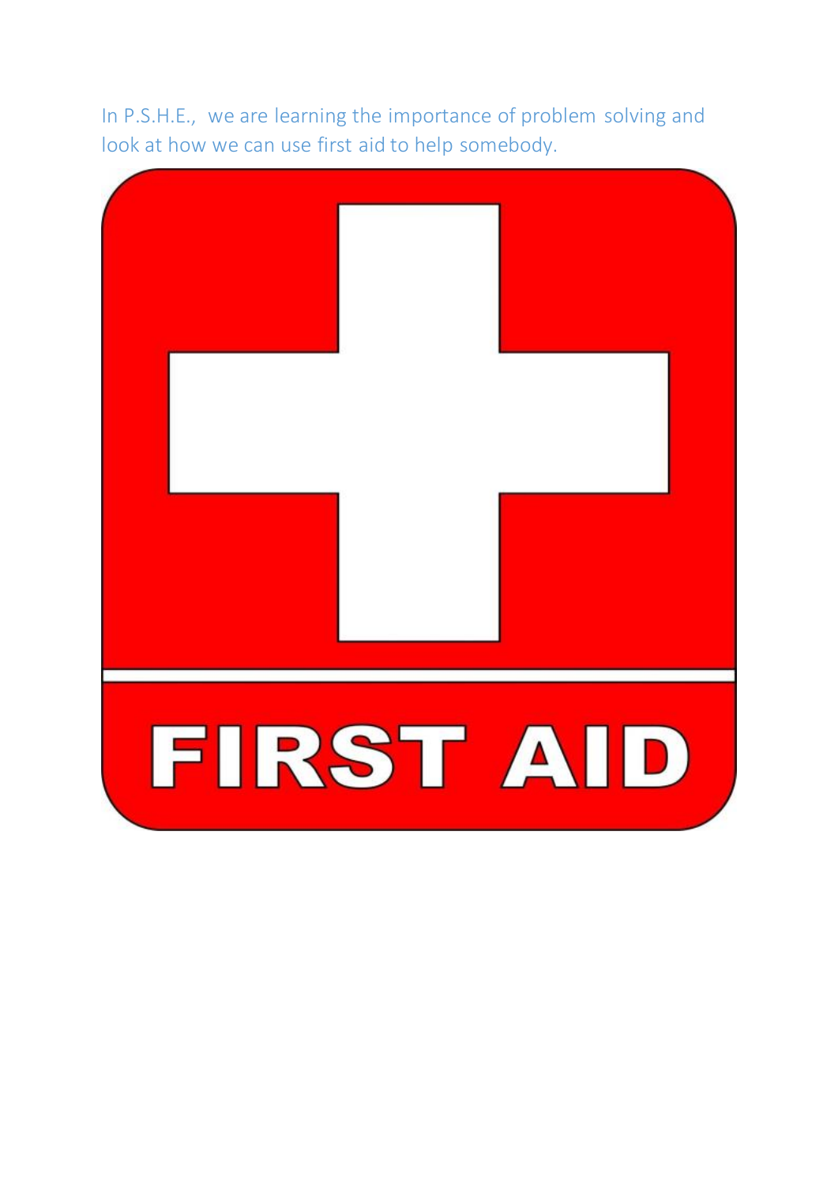In P.S.H.E., we are learning the importance of problem solving and look at how we can use first aid to help somebody.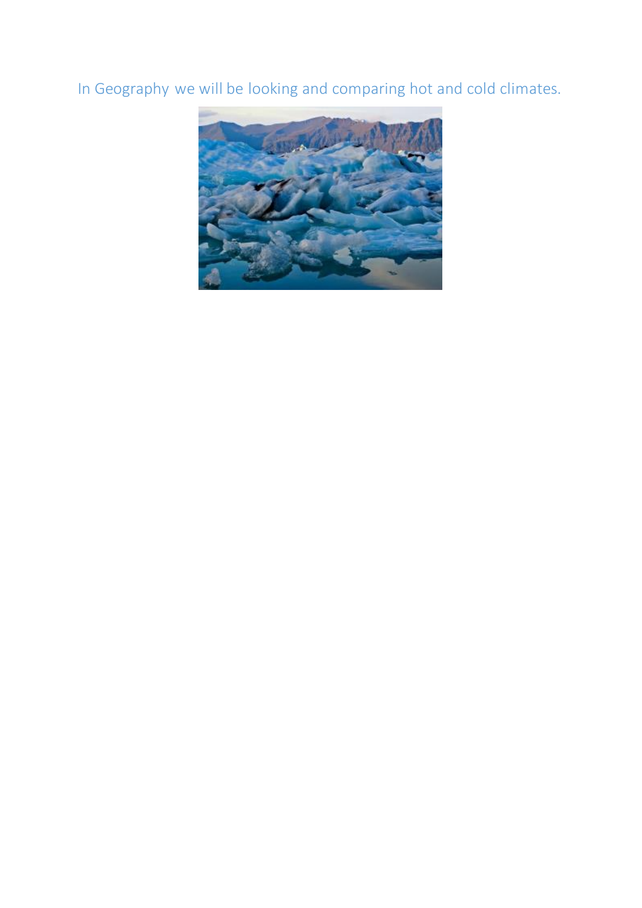In Geography we will be looking and comparing hot and cold climates.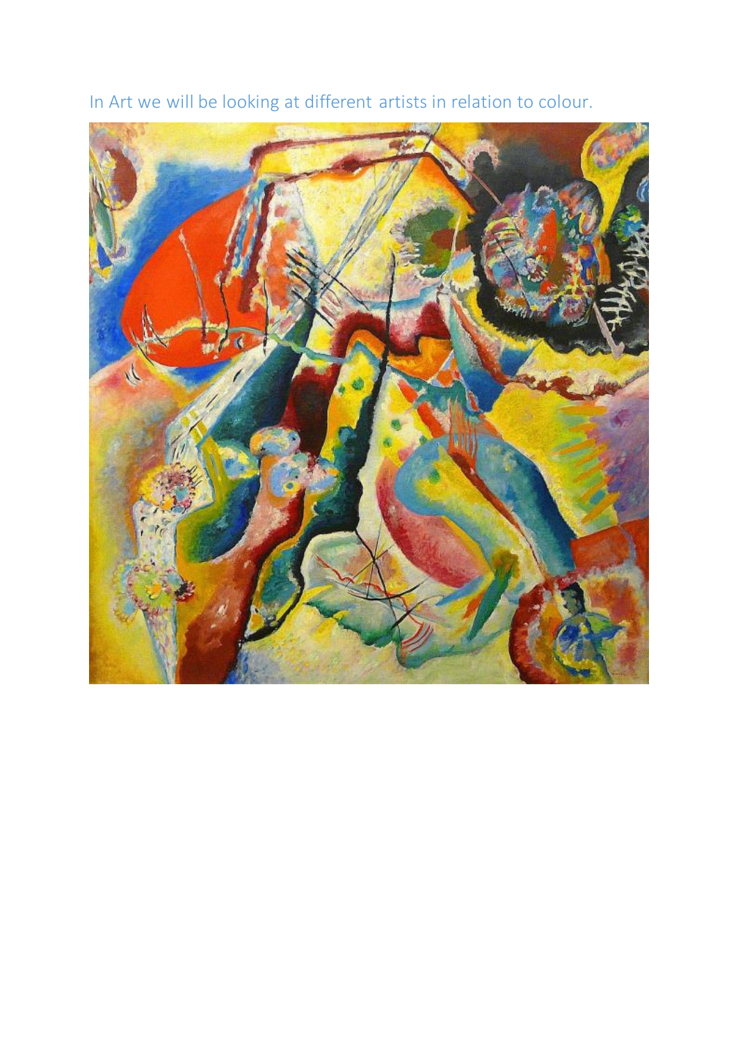In Art we will be looking at different artists in relation to colour.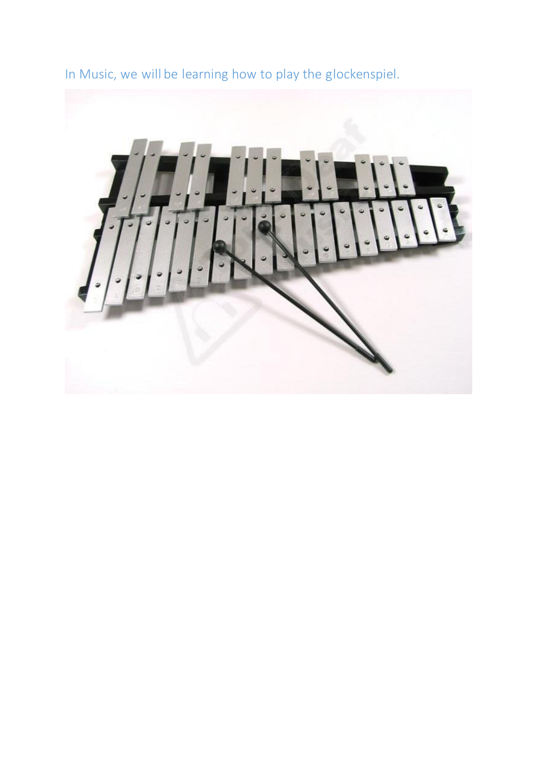In Music, we will be learning how to play the glockenspiel.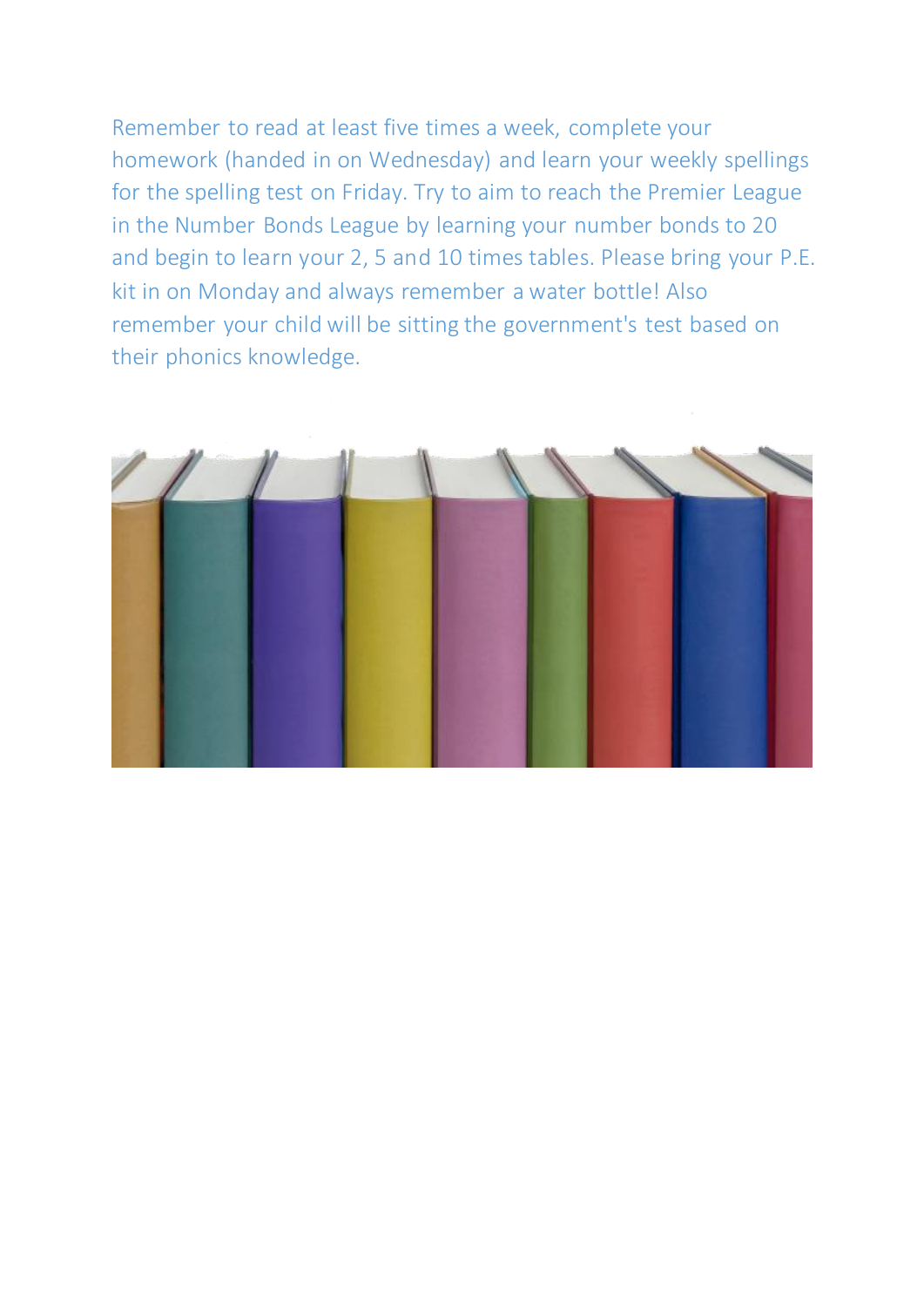Remember to read at least five times a week, complete your homework (handed in on Wednesday) and learn your weekly spellings for the spelling test on Friday. Try to aim to reach the Premier League in the Number Bonds League by learning your number bonds to 20 and begin to learn your 2, 5 and 10 times tables. Please bring your P.E. kit in on Monday and always remember a water bottle! Also remember your child will be sitting the government's test based on their phonics knowledge.